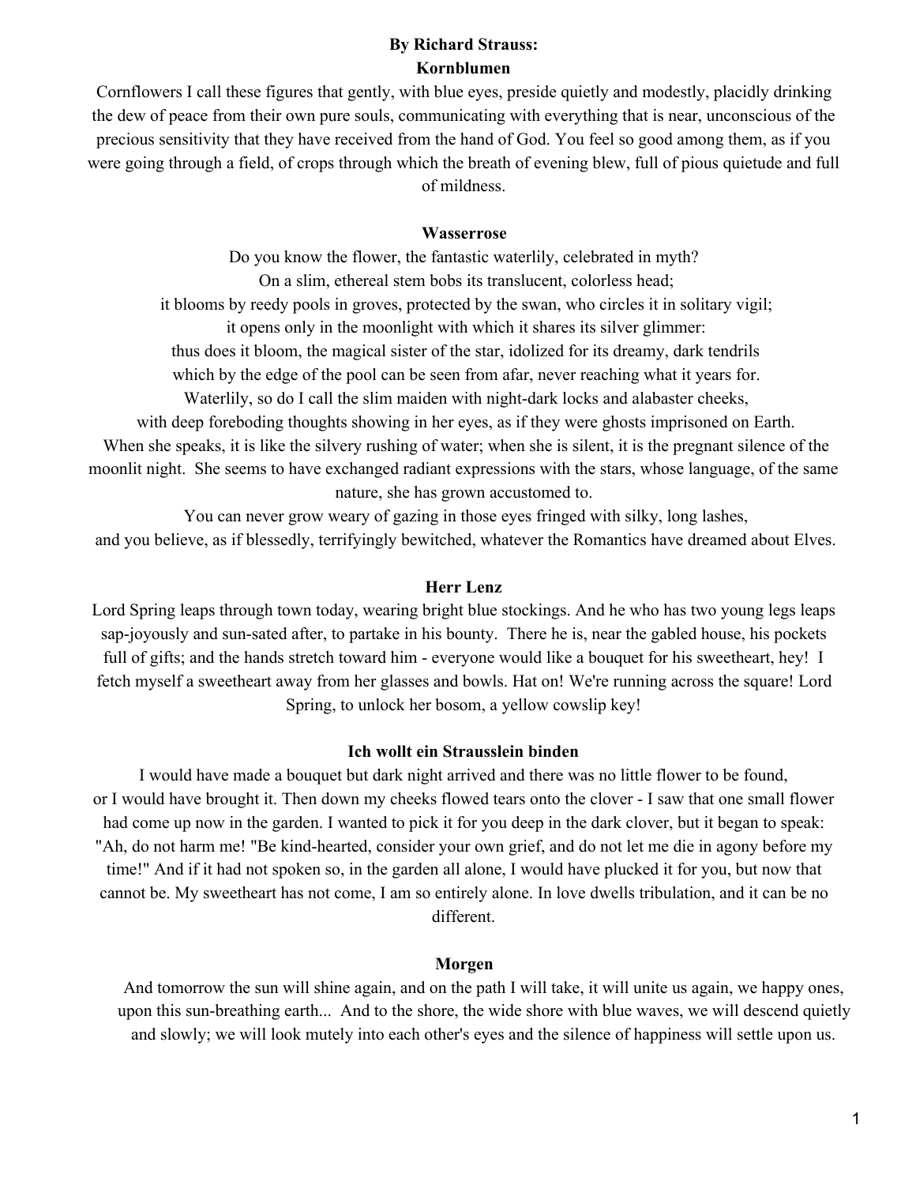**By Richard Strauss:**

**Kornblumen**

Cornflowers I call these figures that gently, with blue eyes, preside quietly and modestly, placidly drinking the dew of peace from their own pure souls, communicating with everything that is near, unconscious of the precious sensitivity that they have received from the hand of God. You feel so good among them, as if you were going through a field, of crops through which the breath of evening blew, full of pious quietude and full of mildness.

**Wasserrose**

Do you know the flower, the fantastic waterlily, celebrated in myth?
On a slim, ethereal stem bobs its translucent, colorless head;
it blooms by reedy pools in groves, protected by the swan, who circles it in solitary vigil;
it opens only in the moonlight with which it shares its silver glimmer:
thus does it bloom, the magical sister of the star, idolized for its dreamy, dark tendrils
which by the edge of the pool can be seen from afar, never reaching what it years for.
Waterlily, so do I call the slim maiden with night-dark locks and alabaster cheeks,
with deep foreboding thoughts showing in her eyes, as if they were ghosts imprisoned on Earth.
When she speaks, it is like the silvery rushing of water; when she is silent, it is the pregnant silence of the moonlit night. She seems to have exchanged radiant expressions with the stars, whose language, of the same nature, she has grown accustomed to.
You can never grow weary of gazing in those eyes fringed with silky, long lashes,
and you believe, as if blessedly, terrifyingly bewitched, whatever the Romantics have dreamed about Elves.

**Herr Lenz**

Lord Spring leaps through town today, wearing bright blue stockings. And he who has two young legs leaps sap-joyously and sun-sated after, to partake in his bounty. There he is, near the gabled house, his pockets full of gifts; and the hands stretch toward him - everyone would like a bouquet for his sweetheart, hey! I fetch myself a sweetheart away from her glasses and bowls. Hat on! We're running across the square! Lord Spring, to unlock her bosom, a yellow cowslip key!

**Ich wollt ein Strausslein binden**

I would have made a bouquet but dark night arrived and there was no little flower to be found, or I would have brought it. Then down my cheeks flowed tears onto the clover - I saw that one small flower had come up now in the garden. I wanted to pick it for you deep in the dark clover, but it began to speak: "Ah, do not harm me! "Be kind-hearted, consider your own grief, and do not let me die in agony before my time!" And if it had not spoken so, in the garden all alone, I would have plucked it for you, but now that cannot be. My sweetheart has not come, I am so entirely alone. In love dwells tribulation, and it can be no different.

**Morgen**

And tomorrow the sun will shine again, and on the path I will take, it will unite us again, we happy ones, upon this sun-breathing earth... And to the shore, the wide shore with blue waves, we will descend quietly and slowly; we will look mutely into each other's eyes and the silence of happiness will settle upon us.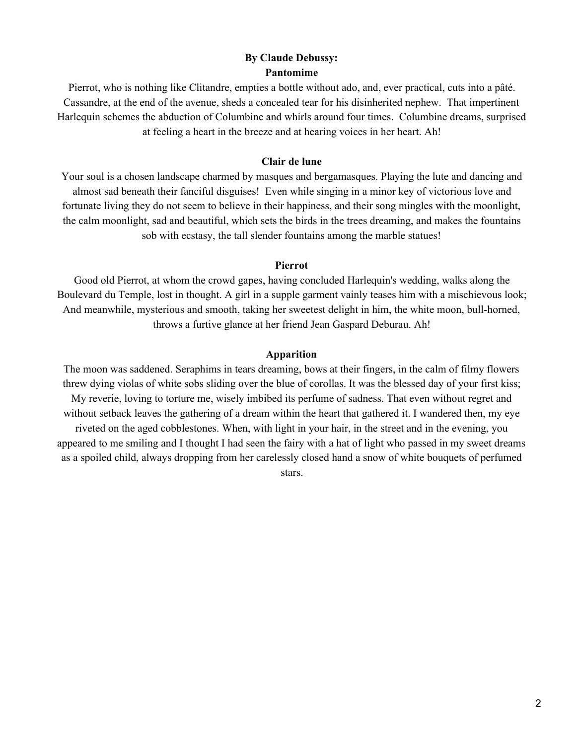**By Claude Debussy:**

**Pantomime**

Pierrot, who is nothing like Clitandre, empties a bottle without ado, and, ever practical, cuts into a pâté. Cassandre, at the end of the avenue, sheds a concealed tear for his disinherited nephew. That impertinent Harlequin schemes the abduction of Columbine and whirls around four times. Columbine dreams, surprised at feeling a heart in the breeze and at hearing voices in her heart. Ah!

**Clair de lune**

Your soul is a chosen landscape charmed by masques and bergamasques. Playing the lute and dancing and almost sad beneath their fanciful disguises! Even while singing in a minor key of victorious love and fortunate living they do not seem to believe in their happiness, and their song mingles with the moonlight, the calm moonlight, sad and beautiful, which sets the birds in the trees dreaming, and makes the fountains sob with ecstasy, the tall slender fountains among the marble statues!

**Pierrot**

Good old Pierrot, at whom the crowd gapes, having concluded Harlequin's wedding, walks along the Boulevard du Temple, lost in thought. A girl in a supple garment vainly teases him with a mischievous look; And meanwhile, mysterious and smooth, taking her sweetest delight in him, the white moon, bull-horned, throws a furtive glance at her friend Jean Gaspard Deburau. Ah!

**Apparition**

The moon was saddened. Seraphims in tears dreaming, bows at their fingers, in the calm of filmy flowers threw dying violas of white sobs sliding over the blue of corollas. It was the blessed day of your first kiss; My reverie, loving to torture me, wisely imbibed its perfume of sadness. That even without regret and without setback leaves the gathering of a dream within the heart that gathered it. I wandered then, my eye riveted on the aged cobblestones. When, with light in your hair, in the street and in the evening, you appeared to me smiling and I thought I had seen the fairy with a hat of light who passed in my sweet dreams as a spoiled child, always dropping from her carelessly closed hand a snow of white bouquets of perfumed stars.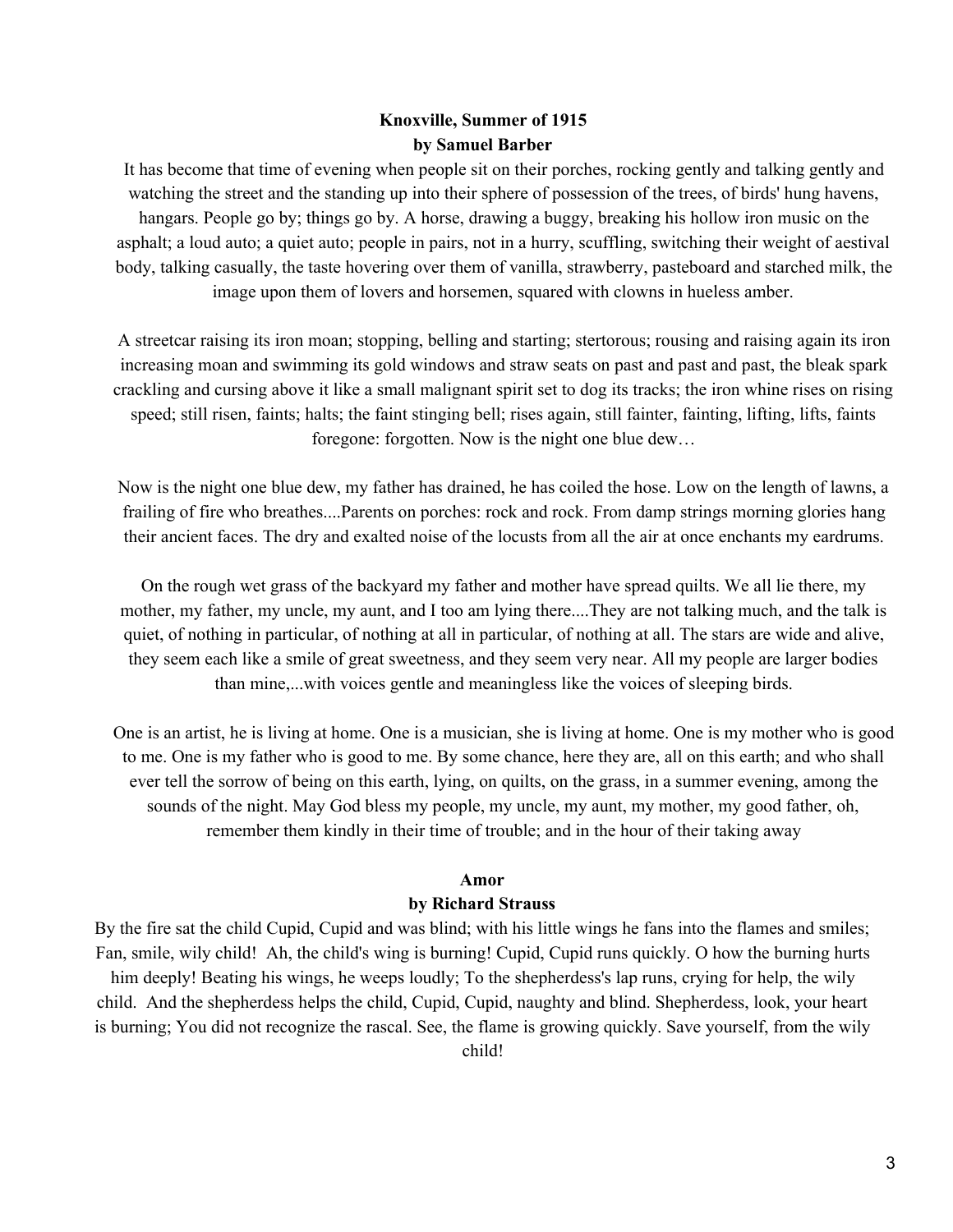**Knoxville, Summer of 1915**
**by Samuel Barber**

It has become that time of evening when people sit on their porches, rocking gently and talking gently and watching the street and the standing up into their sphere of possession of the trees, of birds' hung havens, hangars. People go by; things go by. A horse, drawing a buggy, breaking his hollow iron music on the asphalt; a loud auto; a quiet auto; people in pairs, not in a hurry, scuffling, switching their weight of aestival body, talking casually, the taste hovering over them of vanilla, strawberry, pasteboard and starched milk, the image upon them of lovers and horsemen, squared with clowns in hueless amber.

A streetcar raising its iron moan; stopping, belling and starting; stertorous; rousing and raising again its iron increasing moan and swimming its gold windows and straw seats on past and past and past, the bleak spark crackling and cursing above it like a small malignant spirit set to dog its tracks; the iron whine rises on rising speed; still risen, faints; halts; the faint stinging bell; rises again, still fainter, fainting, lifting, lifts, faints foregone: forgotten. Now is the night one blue dew…

Now is the night one blue dew, my father has drained, he has coiled the hose. Low on the length of lawns, a frailing of fire who breathes....Parents on porches: rock and rock. From damp strings morning glories hang their ancient faces. The dry and exalted noise of the locusts from all the air at once enchants my eardrums.

On the rough wet grass of the backyard my father and mother have spread quilts. We all lie there, my mother, my father, my uncle, my aunt, and I too am lying there....They are not talking much, and the talk is quiet, of nothing in particular, of nothing at all in particular, of nothing at all. The stars are wide and alive, they seem each like a smile of great sweetness, and they seem very near. All my people are larger bodies than mine,...with voices gentle and meaningless like the voices of sleeping birds.

One is an artist, he is living at home. One is a musician, she is living at home. One is my mother who is good to me. One is my father who is good to me. By some chance, here they are, all on this earth; and who shall ever tell the sorrow of being on this earth, lying, on quilts, on the grass, in a summer evening, among the sounds of the night. May God bless my people, my uncle, my aunt, my mother, my good father, oh, remember them kindly in their time of trouble; and in the hour of their taking away

**Amor**
**by Richard Strauss**

By the fire sat the child Cupid, Cupid and was blind; with his little wings he fans into the flames and smiles; Fan, smile, wily child! Ah, the child's wing is burning! Cupid, Cupid runs quickly. O how the burning hurts him deeply! Beating his wings, he weeps loudly; To the shepherdess's lap runs, crying for help, the wily child. And the shepherdess helps the child, Cupid, Cupid, naughty and blind. Shepherdess, look, your heart is burning; You did not recognize the rascal. See, the flame is growing quickly. Save yourself, from the wily child!